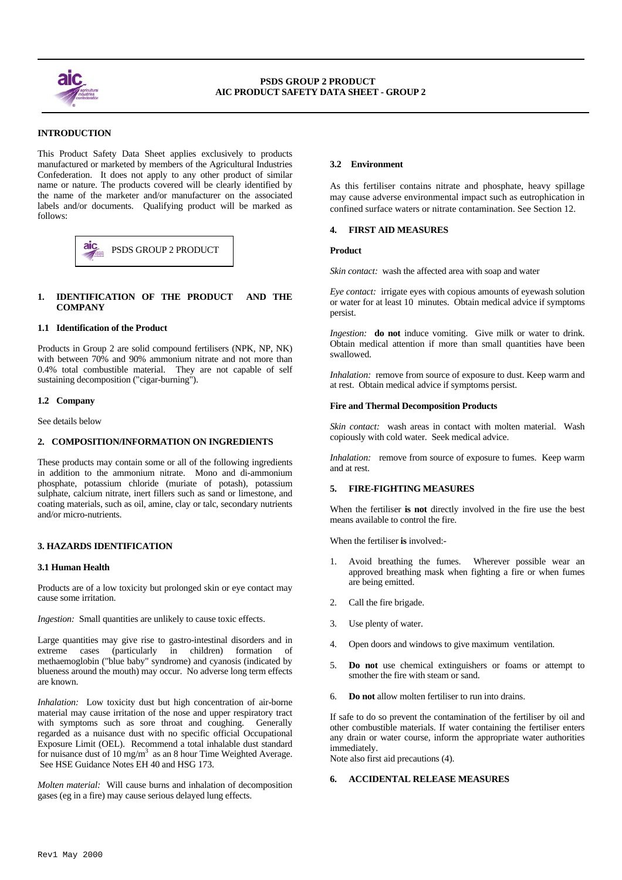**PSDS GROUP 2 PRODUCT**
**AIC PRODUCT SAFETY DATA SHEET - GROUP 2**

## INTRODUCTION

This Product Safety Data Sheet applies exclusively to products manufactured or marketed by members of the Agricultural Industries Confederation. It does not apply to any other product of similar name or nature. The products covered will be clearly identified by the name of the marketer and/or manufacturer on the associated labels and/or documents. Qualifying product will be marked as follows:

PSDS GROUP 2 PRODUCT

## 1. IDENTIFICATION OF THE PRODUCT AND THE COMPANY

### 1.1 Identification of the Product

Products in Group 2 are solid compound fertilisers (NPK, NP, NK) with between 70% and 90% ammonium nitrate and not more than 0.4% total combustible material. They are not capable of self sustaining decomposition ("cigar-burning").

### 1.2 Company

See details below

## 2. COMPOSITION/INFORMATION ON INGREDIENTS

These products may contain some or all of the following ingredients in addition to the ammonium nitrate. Mono and di-ammonium phosphate, potassium chloride (muriate of potash), potassium sulphate, calcium nitrate, inert fillers such as sand or limestone, and coating materials, such as oil, amine, clay or talc, secondary nutrients and/or micro-nutrients.

## 3. HAZARDS IDENTIFICATION

### 3.1 Human Health

Products are of a low toxicity but prolonged skin or eye contact may cause some irritation.

*Ingestion:* Small quantities are unlikely to cause toxic effects.

Large quantities may give rise to gastro-intestinal disorders and in extreme cases (particularly in children) formation of methaemoglobin ("blue baby" syndrome) and cyanosis (indicated by blueness around the mouth) may occur. No adverse long term effects are known.

*Inhalation:* Low toxicity dust but high concentration of air-borne material may cause irritation of the nose and upper respiratory tract with symptoms such as sore throat and coughing. Generally regarded as a nuisance dust with no specific official Occupational Exposure Limit (OEL). Recommend a total inhalable dust standard for nuisance dust of 10 $mg/m^3$ as an 8 hour Time Weighted Average. See HSE Guidance Notes EH 40 and HSG 173.

*Molten material:* Will cause burns and inhalation of decomposition gases (eg in a fire) may cause serious delayed lung effects.

### 3.2 Environment

As this fertiliser contains nitrate and phosphate, heavy spillage may cause adverse environmental impact such as eutrophication in confined surface waters or nitrate contamination. See Section 12.

## 4. FIRST AID MEASURES

**Product**

*Skin contact:* wash the affected area with soap and water

*Eye contact:* irrigate eyes with copious amounts of eyewash solution or water for at least 10 minutes. Obtain medical advice if symptoms persist.

*Ingestion:* **do not** induce vomiting. Give milk or water to drink. Obtain medical attention if more than small quantities have been swallowed.

*Inhalation:* remove from source of exposure to dust. Keep warm and at rest. Obtain medical advice if symptoms persist.

**Fire and Thermal Decomposition Products**

*Skin contact:* wash areas in contact with molten material. Wash copiously with cold water. Seek medical advice.

*Inhalation:* remove from source of exposure to fumes. Keep warm and at rest.

## 5. FIRE-FIGHTING MEASURES

When the fertiliser **is not** directly involved in the fire use the best means available to control the fire.

When the fertiliser **is** involved:-

1. Avoid breathing the fumes. Wherever possible wear an approved breathing mask when fighting a fire or when fumes are being emitted.
2. Call the fire brigade.
3. Use plenty of water.
4. Open doors and windows to give maximum ventilation.
5. **Do not** use chemical extinguishers or foams or attempt to smother the fire with steam or sand.
6. **Do not** allow molten fertiliser to run into drains.

If safe to do so prevent the contamination of the fertiliser by oil and other combustible materials. If water containing the fertiliser enters any drain or water course, inform the appropriate water authorities immediately.
Note also first aid precautions (4).

## 6. ACCIDENTAL RELEASE MEASURES

Rev1 May 2000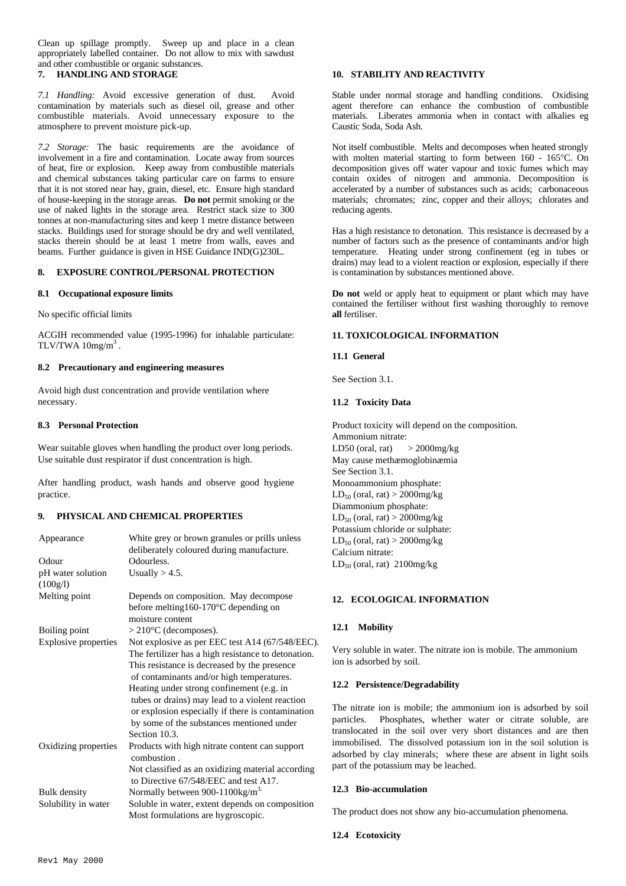Clean up spillage promptly. Sweep up and place in a clean appropriately labelled container. Do not allow to mix with sawdust and other combustible or organic substances.

## 7. HANDLING AND STORAGE

*7.1 Handling:* Avoid excessive generation of dust. Avoid contamination by materials such as diesel oil, grease and other combustible materials. Avoid unnecessary exposure to the atmosphere to prevent moisture pick-up.

*7.2 Storage:* The basic requirements are the avoidance of involvement in a fire and contamination. Locate away from sources of heat, fire or explosion. Keep away from combustible materials and chemical substances taking particular care on farms to ensure that it is not stored near hay, grain, diesel, etc. Ensure high standard of house-keeping in the storage areas. **Do not** permit smoking or the use of naked lights in the storage area. Restrict stack size to 300 tonnes at non-manufacturing sites and keep 1 metre distance between stacks. Buildings used for storage should be dry and well ventilated, stacks therein should be at least 1 metre from walls, eaves and beams. Further guidance is given in HSE Guidance IND(G)230L.

## 8. EXPOSURE CONTROL/PERSONAL PROTECTION

### 8.1 Occupational exposure limits

No specific official limits

ACGIH recommended value (1995-1996) for inhalable particulate: TLV/TWA $10mg/m^3$.

### 8.2 Precautionary and engineering measures

Avoid high dust concentration and provide ventilation where necessary.

### 8.3 Personal Protection

Wear suitable gloves when handling the product over long periods. Use suitable dust respirator if dust concentration is high.

After handling product, wash hands and observe good hygiene practice.

## 9. PHYSICAL AND CHEMICAL PROPERTIES

| | |
|---|---|
| Appearance | White grey or brown granules or prills unless deliberately coloured during manufacture. |
| Odour | Odourless. |
| pH water solution (100g/l) | Usually > 4.5. |
| Melting point | Depends on composition. May decompose before melting160-170°C depending on moisture content |
| Boiling point | > 210°C (decomposes). |
| Explosive properties | Not explosive as per EEC test A14 (67/548/EEC). The fertilizer has a high resistance to detonation. This resistance is decreased by the presence of contaminants and/or high temperatures. Heating under strong confinement (e.g. in tubes or drains) may lead to a violent reaction or explosion especially if there is contamination by some of the substances mentioned under Section 10.3. |
| Oxidizing properties | Products with high nitrate content can support combustion . Not classified as an oxidizing material according to Directive 67/548/EEC and test A17. |
| Bulk density | Normally between $900\text{-}1100kg/m^3$. |
| Solubility in water | Soluble in water, extent depends on composition Most formulations are hygroscopic. |

## 10. STABILITY AND REACTIVITY

Stable under normal storage and handling conditions. Oxidising agent therefore can enhance the combustion of combustible materials. Liberates ammonia when in contact with alkalies eg Caustic Soda, Soda Ash.

Not itself combustible. Melts and decomposes when heated strongly with molten material starting to form between 160 - 165°C. On decomposition gives off water vapour and toxic fumes which may contain oxides of nitrogen and ammonia. Decomposition is accelerated by a number of substances such as acids; carbonaceous materials; chromates; zinc, copper and their alloys; chlorates and reducing agents.

Has a high resistance to detonation. This resistance is decreased by a number of factors such as the presence of contaminants and/or high temperature. Heating under strong confinement (eg in tubes or drains) may lead to a violent reaction or explosion, especially if there is contamination by substances mentioned above.

**Do not** weld or apply heat to equipment or plant which may have contained the fertiliser without first washing thoroughly to remove **all** fertiliser.

## 11. TOXICOLOGICAL INFORMATION

### 11.1 General

See Section 3.1.

### 11.2 Toxicity Data

Product toxicity will depend on the composition.
Ammonium nitrate:
LD50 (oral, rat) > 2000mg/kg
May cause methæmoglobinæmia
See Section 3.1.
Monoammonium phosphate:
$LD_{50}$ (oral, rat) > 2000mg/kg
Diammonium phosphate:
$LD_{50}$ (oral, rat) > 2000mg/kg
Potassium chloride or sulphate:
$LD_{50}$ (oral, rat) > 2000mg/kg
Calcium nitrate:
$LD_{50}$ (oral, rat) 2100mg/kg

## 12. ECOLOGICAL INFORMATION

### 12.1 Mobility

Very soluble in water. The nitrate ion is mobile. The ammonium ion is adsorbed by soil.

### 12.2 Persistence/Degradability

The nitrate ion is mobile; the ammonium ion is adsorbed by soil particles. Phosphates, whether water or citrate soluble, are translocated in the soil over very short distances and are then immobilised. The dissolved potassium ion in the soil solution is adsorbed by clay minerals; where these are absent in light soils part of the potassium may be leached.

### 12.3 Bio-accumulation

The product does not show any bio-accumulation phenomena.

### 12.4 Ecotoxicity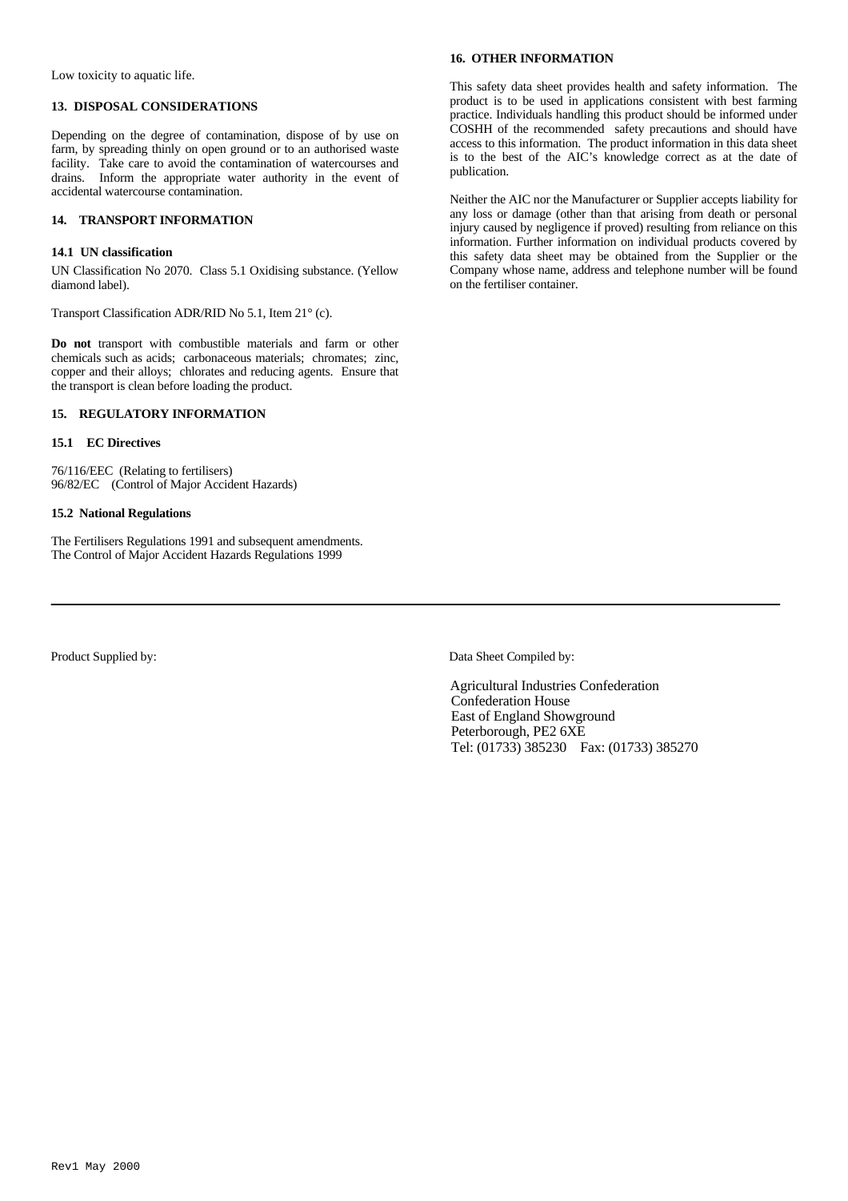Low toxicity to aquatic life.

### 13. DISPOSAL CONSIDERATIONS

Depending on the degree of contamination, dispose of by use on farm, by spreading thinly on open ground or to an authorised waste facility. Take care to avoid the contamination of watercourses and drains. Inform the appropriate water authority in the event of accidental watercourse contamination.

### 14. TRANSPORT INFORMATION

#### 14.1 UN classification

UN Classification No 2070. Class 5.1 Oxidising substance. (Yellow diamond label).

Transport Classification ADR/RID No 5.1, Item 21° (c).

**Do not** transport with combustible materials and farm or other chemicals such as acids; carbonaceous materials; chromates; zinc, copper and their alloys; chlorates and reducing agents. Ensure that the transport is clean before loading the product.

### 15. REGULATORY INFORMATION

#### 15.1 EC Directives

76/116/EEC (Relating to fertilisers)
96/82/EC (Control of Major Accident Hazards)

#### 15.2 National Regulations

The Fertilisers Regulations 1991 and subsequent amendments.
The Control of Major Accident Hazards Regulations 1999

### 16. OTHER INFORMATION

This safety data sheet provides health and safety information. The product is to be used in applications consistent with best farming practice. Individuals handling this product should be informed under COSHH of the recommended safety precautions and should have access to this information. The product information in this data sheet is to the best of the AIC's knowledge correct as at the date of publication.

Neither the AIC nor the Manufacturer or Supplier accepts liability for any loss or damage (other than that arising from death or personal injury caused by negligence if proved) resulting from reliance on this information. Further information on individual products covered by this safety data sheet may be obtained from the Supplier or the Company whose name, address and telephone number will be found on the fertiliser container.

---

Product Supplied by:

Data Sheet Compiled by:

Agricultural Industries Confederation
Confederation House
East of England Showground
Peterborough, PE2 6XE
Tel: (01733) 385230 Fax: (01733) 385270

Rev1 May 2000